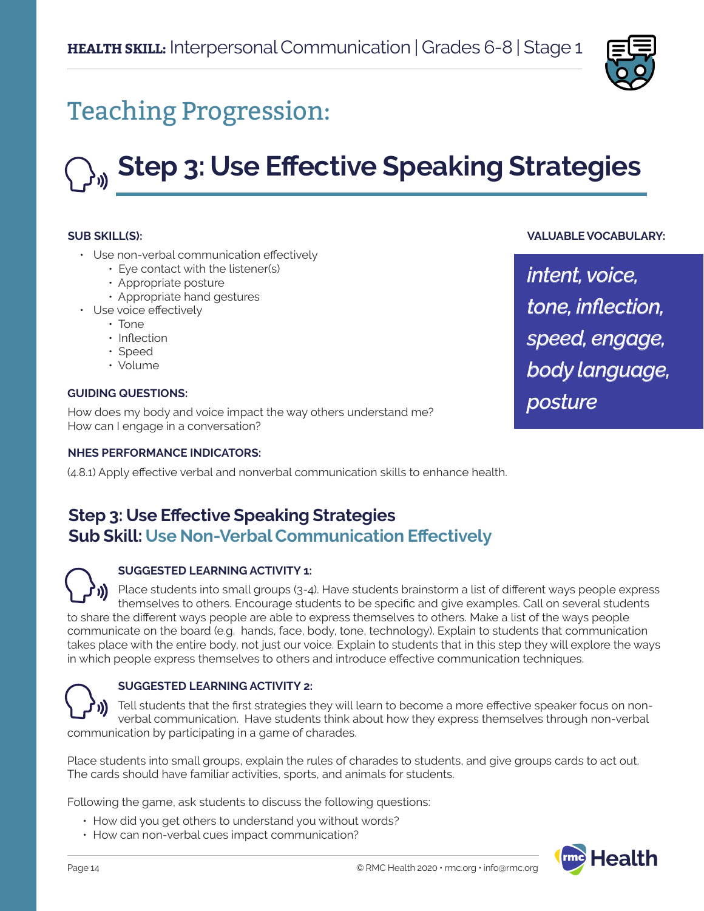**HEALTH SKILL:** Interpersonal Communication | Grades 6-8 | Stage 1

# Teaching Progression:

## Step 3: Use Effective Speaking Strategies

**SUB SKILL(S):**

- Use non-verbal communication effectively
  - Eye contact with the listener(s)
  - Appropriate posture
  - Appropriate hand gestures
- Use voice effectively
  - Tone
  - Inflection
  - Speed
  - Volume

**VALUABLE VOCABULARY:**

*intent, voice, tone, inflection, speed, engage, body language, posture*

**GUIDING QUESTIONS:**

How does my body and voice impact the way others understand me?
How can I engage in a conversation?

**NHES PERFORMANCE INDICATORS:**

(4.8.1) Apply effective verbal and nonverbal communication skills to enhance health.

### Step 3: Use Effective Speaking Strategies
### Sub Skill: Use Non-Verbal Communication Effectively

**SUGGESTED LEARNING ACTIVITY 1:**

Place students into small groups (3-4). Have students brainstorm a list of different ways people express themselves to others. Encourage students to be specific and give examples. Call on several students to share the different ways people are able to express themselves to others. Make a list of the ways people communicate on the board (e.g. hands, face, body, tone, technology). Explain to students that communication takes place with the entire body, not just our voice. Explain to students that in this step they will explore the ways in which people express themselves to others and introduce effective communication techniques.

**SUGGESTED LEARNING ACTIVITY 2:**

Tell students that the first strategies they will learn to become a more effective speaker focus on non-verbal communication. Have students think about how they express themselves through non-verbal communication by participating in a game of charades.

Place students into small groups, explain the rules of charades to students, and give groups cards to act out. The cards should have familiar activities, sports, and animals for students.

Following the game, ask students to discuss the following questions:

- How did you get others to understand you without words?
- How can non-verbal cues impact communication?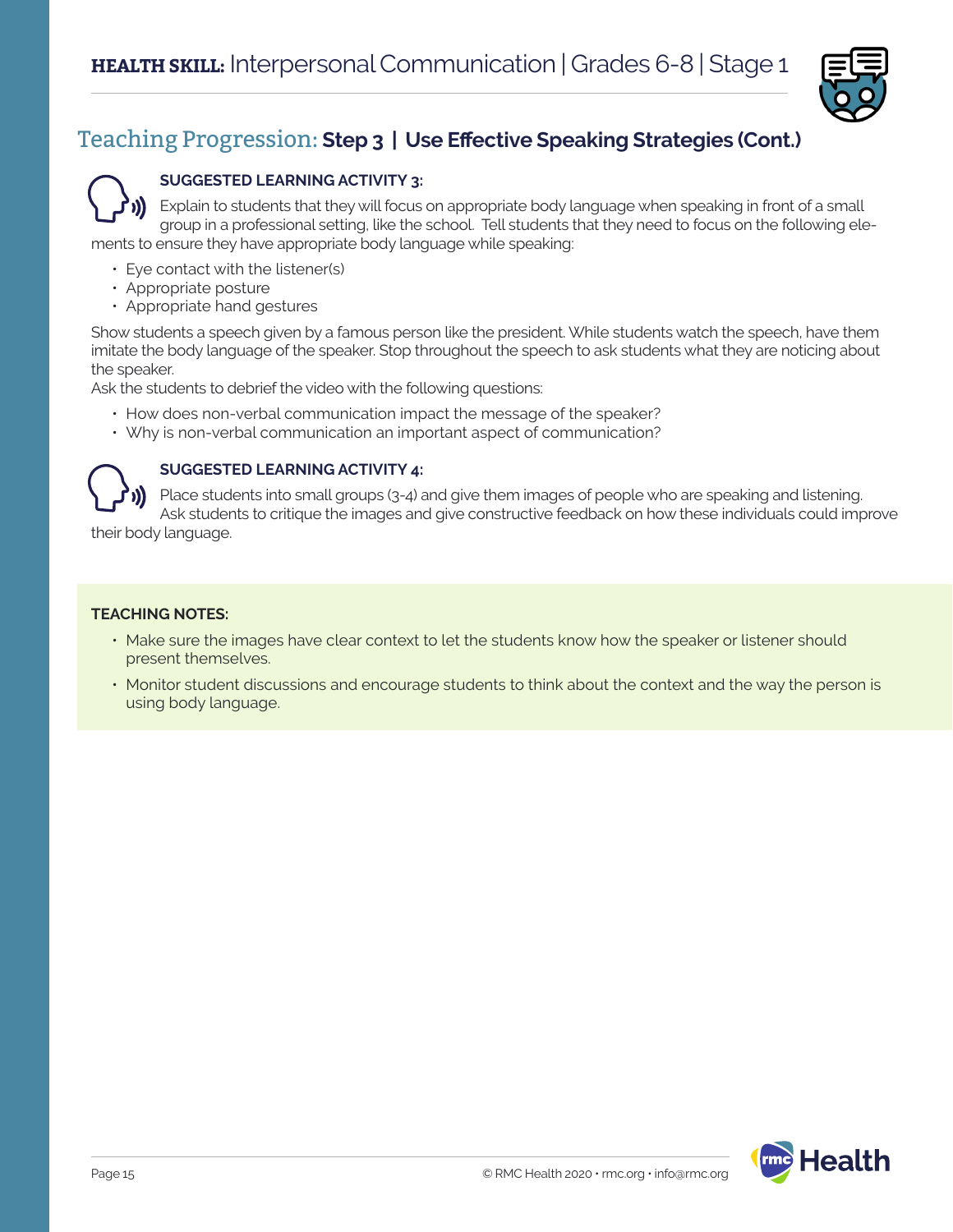# Teaching Progression: Step 3 | Use Effective Speaking Strategies (Cont.)

**SUGGESTED LEARNING ACTIVITY 3:**

Explain to students that they will focus on appropriate body language when speaking in front of a small group in a professional setting, like the school. Tell students that they need to focus on the following elements to ensure they have appropriate body language while speaking:

- Eye contact with the listener(s)
- Appropriate posture
- Appropriate hand gestures

Show students a speech given by a famous person like the president. While students watch the speech, have them imitate the body language of the speaker. Stop throughout the speech to ask students what they are noticing about the speaker.

Ask the students to debrief the video with the following questions:

- How does non-verbal communication impact the message of the speaker?
- Why is non-verbal communication an important aspect of communication?

**SUGGESTED LEARNING ACTIVITY 4:**

Place students into small groups (3-4) and give them images of people who are speaking and listening. Ask students to critique the images and give constructive feedback on how these individuals could improve their body language.

**TEACHING NOTES:**

- Make sure the images have clear context to let the students know how the speaker or listener should present themselves.
- Monitor student discussions and encourage students to think about the context and the way the person is using body language.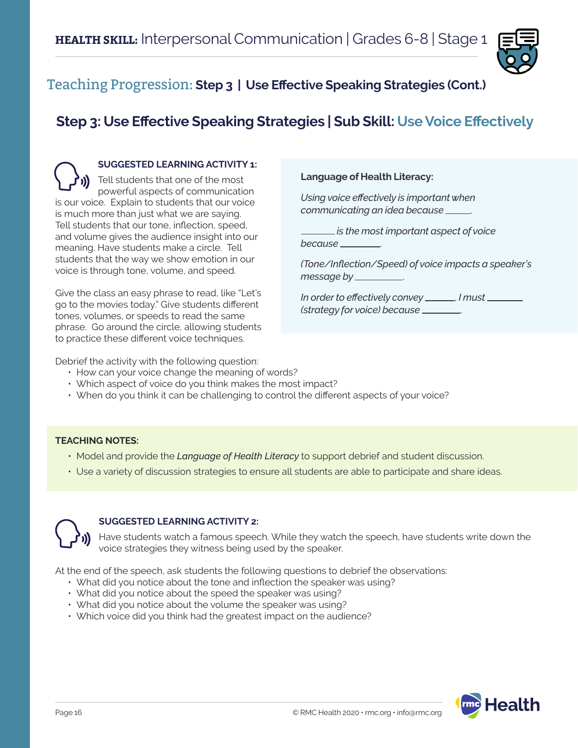# HEALTH SKILL: Interpersonal Communication | Grades 6-8 | Stage 1

## Teaching Progression: Step 3 | Use Effective Speaking Strategies (Cont.)

## Step 3: Use Effective Speaking Strategies | Sub Skill: Use Voice Effectively

**SUGGESTED LEARNING ACTIVITY 1:**

Tell students that one of the most powerful aspects of communication is our voice. Explain to students that our voice is much more than just what we are saying. Tell students that our tone, inflection, speed, and volume gives the audience insight into our meaning. Have students make a circle. Tell students that the way we show emotion in our voice is through tone, volume, and speed.

Give the class an easy phrase to read, like "Let's go to the movies today." Give students different tones, volumes, or speeds to read the same phrase. Go around the circle, allowing students to practice these different voice techniques.

**Language of Health Literacy:**

*Using voice effectively is important when communicating an idea because \_\_\_\_\_.*

*\_\_\_\_\_\_ is the most important aspect of voice because \_\_\_\_\_\_\_.*

*(Tone/Inflection/Speed) of voice impacts a speaker's message by \_\_\_\_\_\_\_\_\_.*

*In order to effectively convey \_\_\_\_\_, I must \_\_\_\_\_\_ (strategy for voice) because \_\_\_\_\_\_\_.*

Debrief the activity with the following question:

- How can your voice change the meaning of words?
- Which aspect of voice do you think makes the most impact?
- When do you think it can be challenging to control the different aspects of your voice?

**TEACHING NOTES:**

- Model and provide the *Language of Health Literacy* to support debrief and student discussion.
- Use a variety of discussion strategies to ensure all students are able to participate and share ideas.

**SUGGESTED LEARNING ACTIVITY 2:**

Have students watch a famous speech. While they watch the speech, have students write down the voice strategies they witness being used by the speaker.

At the end of the speech, ask students the following questions to debrief the observations:

- What did you notice about the tone and inflection the speaker was using?
- What did you notice about the speed the speaker was using?
- What did you notice about the volume the speaker was using?
- Which voice did you think had the greatest impact on the audience?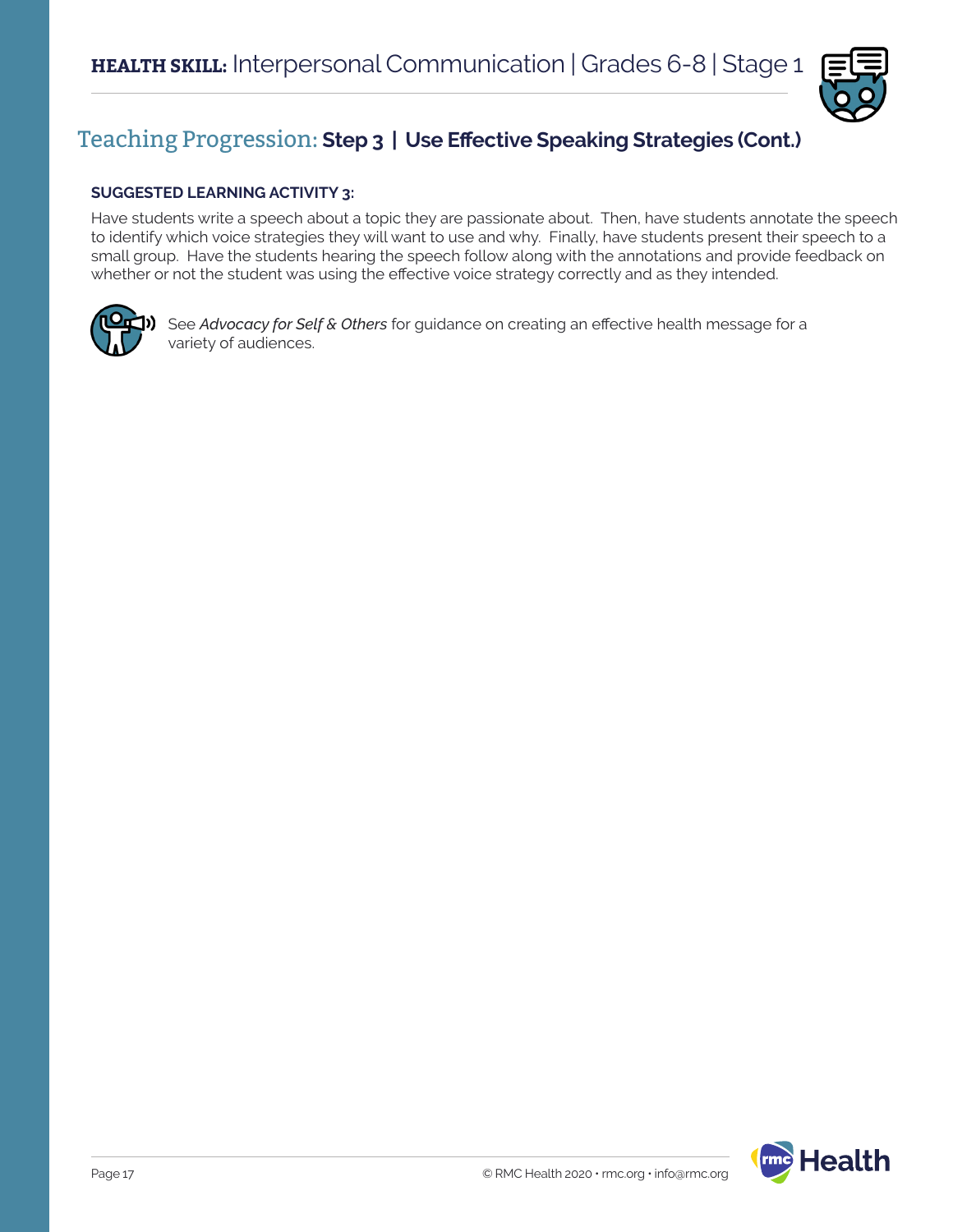## Teaching Progression: **Step 3 | Use Effective Speaking Strategies (Cont.)**

**SUGGESTED LEARNING ACTIVITY 3:**

Have students write a speech about a topic they are passionate about. Then, have students annotate the speech to identify which voice strategies they will want to use and why. Finally, have students present their speech to a small group. Have the students hearing the speech follow along with the annotations and provide feedback on whether or not the student was using the effective voice strategy correctly and as they intended.

See *Advocacy for Self & Others* for guidance on creating an effective health message for a variety of audiences.